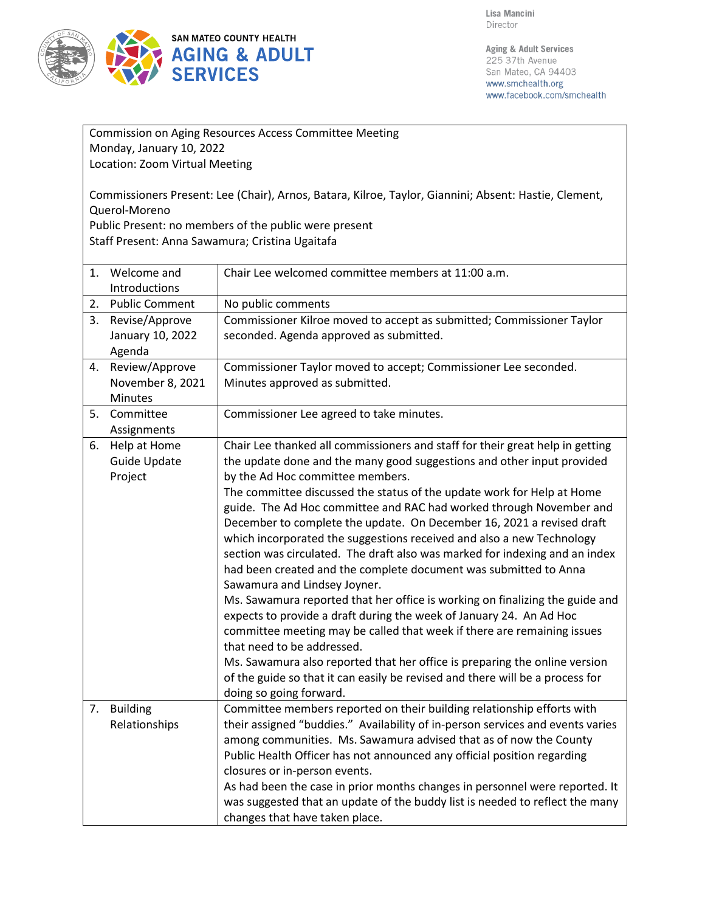SAN MATEO COUNTY HEALTH
**AGING & ADULT SERVICES**

Lisa Mancini
Director

Aging & Adult Services
225 37th Avenue
San Mateo, CA 94403
www.smchealth.org
www.facebook.com/smchealth

Commission on Aging Resources Access Committee Meeting
Monday, January 10, 2022
Location: Zoom Virtual Meeting

Commissioners Present: Lee (Chair), Arnos, Batara, Kilroe, Taylor, Giannini; Absent: Hastie, Clement, Querol-Moreno
Public Present: no members of the public were present
Staff Present: Anna Sawamura; Cristina Ugaitafa

| Item | Discussion |
| --- | --- |
| 1. Welcome and Introductions | Chair Lee welcomed committee members at 11:00 a.m. |
| 2. Public Comment | No public comments |
| 3. Revise/Approve January 10, 2022 Agenda | Commissioner Kilroe moved to accept as submitted; Commissioner Taylor seconded. Agenda approved as submitted. |
| 4. Review/Approve November 8, 2021 Minutes | Commissioner Taylor moved to accept; Commissioner Lee seconded. Minutes approved as submitted. |
| 5. Committee Assignments | Commissioner Lee agreed to take minutes. |
| 6. Help at Home Guide Update Project | Chair Lee thanked all commissioners and staff for their great help in getting the update done and the many good suggestions and other input provided by the Ad Hoc committee members.<br>The committee discussed the status of the update work for Help at Home guide. The Ad Hoc committee and RAC had worked through November and December to complete the update. On December 16, 2021 a revised draft which incorporated the suggestions received and also a new Technology section was circulated. The draft also was marked for indexing and an index had been created and the complete document was submitted to Anna Sawamura and Lindsey Joyner.<br>Ms. Sawamura reported that her office is working on finalizing the guide and expects to provide a draft during the week of January 24. An Ad Hoc committee meeting may be called that week if there are remaining issues that need to be addressed.<br>Ms. Sawamura also reported that her office is preparing the online version of the guide so that it can easily be revised and there will be a process for doing so going forward. |
| 7. Building Relationships | Committee members reported on their building relationship efforts with their assigned "buddies." Availability of in-person services and events varies among communities. Ms. Sawamura advised that as of now the County Public Health Officer has not announced any official position regarding closures or in-person events.<br>As had been the case in prior months changes in personnel were reported. It was suggested that an update of the buddy list is needed to reflect the many changes that have taken place. |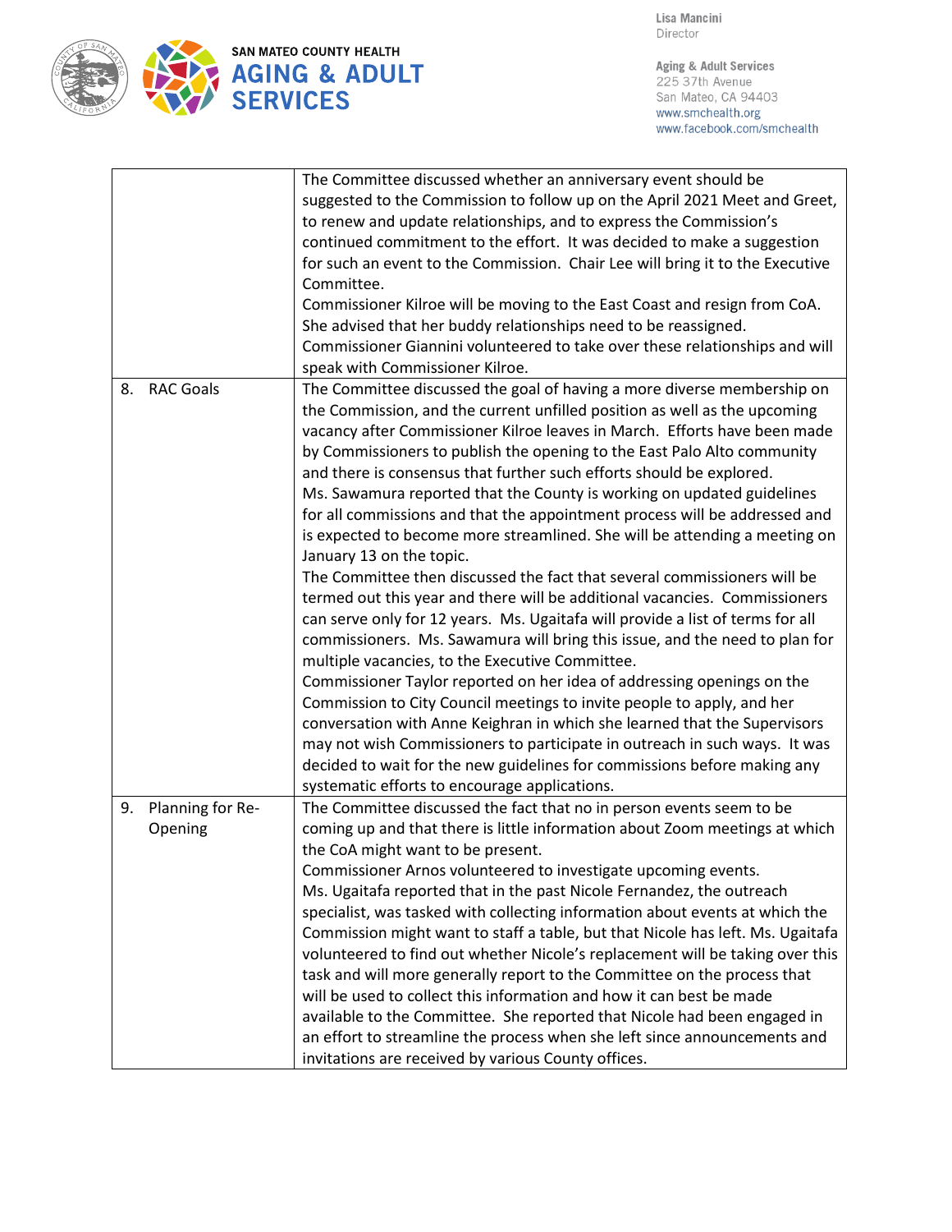| | |
|---|---|
| | The Committee discussed whether an anniversary event should be suggested to the Commission to follow up on the April 2021 Meet and Greet, to renew and update relationships, and to express the Commission's continued commitment to the effort. It was decided to make a suggestion for such an event to the Commission. Chair Lee will bring it to the Executive Committee.<br>Commissioner Kilroe will be moving to the East Coast and resign from CoA. She advised that her buddy relationships need to be reassigned. Commissioner Giannini volunteered to take over these relationships and will speak with Commissioner Kilroe. |
| 8. RAC Goals | The Committee discussed the goal of having a more diverse membership on the Commission, and the current unfilled position as well as the upcoming vacancy after Commissioner Kilroe leaves in March. Efforts have been made by Commissioners to publish the opening to the East Palo Alto community and there is consensus that further such efforts should be explored.<br>Ms. Sawamura reported that the County is working on updated guidelines for all commissions and that the appointment process will be addressed and is expected to become more streamlined. She will be attending a meeting on January 13 on the topic.<br>The Committee then discussed the fact that several commissioners will be termed out this year and there will be additional vacancies. Commissioners can serve only for 12 years. Ms. Ugaitafa will provide a list of terms for all commissioners. Ms. Sawamura will bring this issue, and the need to plan for multiple vacancies, to the Executive Committee.<br>Commissioner Taylor reported on her idea of addressing openings on the Commission to City Council meetings to invite people to apply, and her conversation with Anne Keighran in which she learned that the Supervisors may not wish Commissioners to participate in outreach in such ways. It was decided to wait for the new guidelines for commissions before making any systematic efforts to encourage applications. |
| 9. Planning for Re-Opening | The Committee discussed the fact that no in person events seem to be coming up and that there is little information about Zoom meetings at which the CoA might want to be present.<br>Commissioner Arnos volunteered to investigate upcoming events.<br>Ms. Ugaitafa reported that in the past Nicole Fernandez, the outreach specialist, was tasked with collecting information about events at which the Commission might want to staff a table, but that Nicole has left. Ms. Ugaitafa volunteered to find out whether Nicole's replacement will be taking over this task and will more generally report to the Committee on the process that will be used to collect this information and how it can best be made available to the Committee. She reported that Nicole had been engaged in an effort to streamline the process when she left since announcements and invitations are received by various County offices. |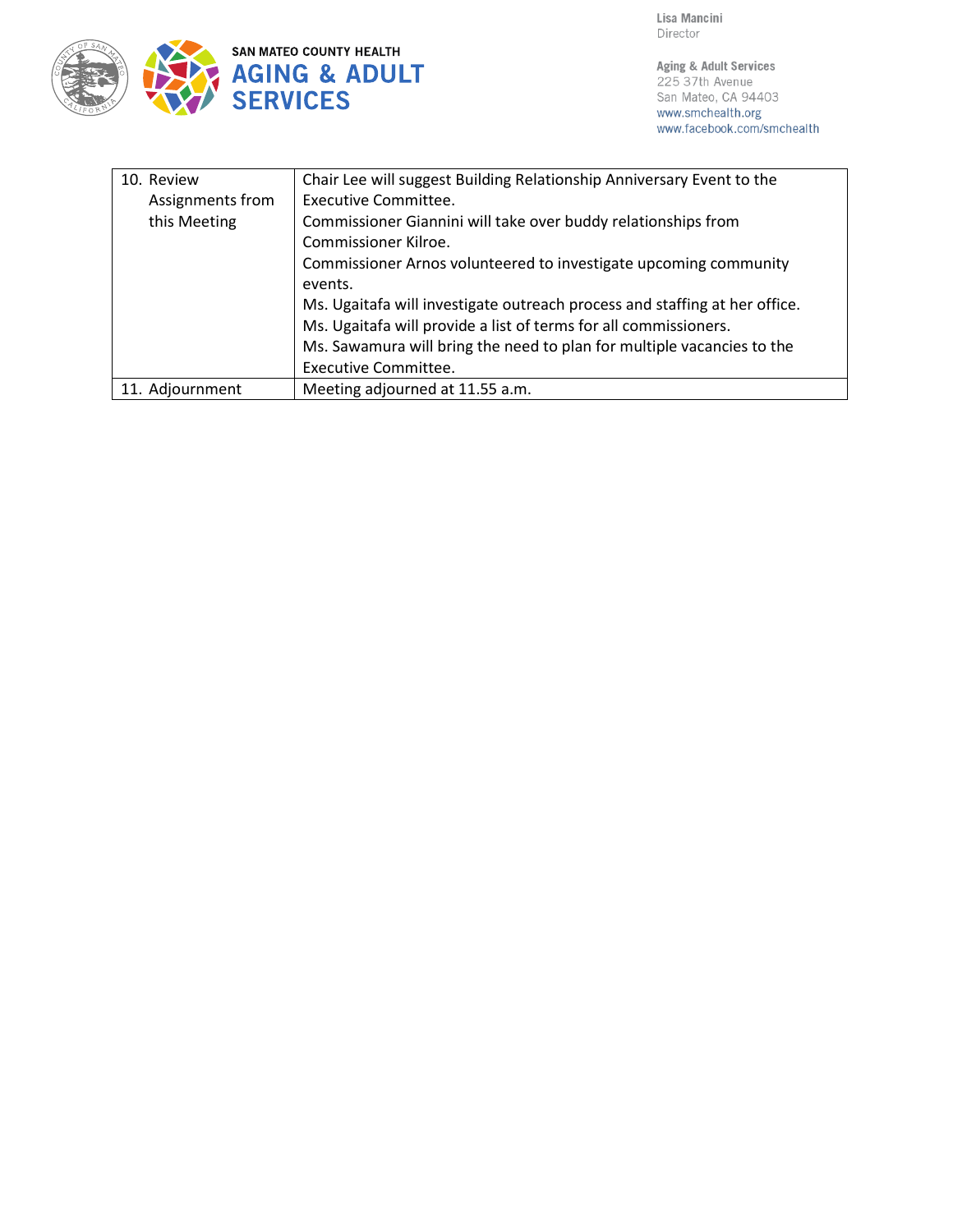| | |
|---|---|
| 10. Review Assignments from this Meeting | Chair Lee will suggest Building Relationship Anniversary Event to the Executive Committee.<br>Commissioner Giannini will take over buddy relationships from Commissioner Kilroe.<br>Commissioner Arnos volunteered to investigate upcoming community events.<br>Ms. Ugaitafa will investigate outreach process and staffing at her office.<br>Ms. Ugaitafa will provide a list of terms for all commissioners.<br>Ms. Sawamura will bring the need to plan for multiple vacancies to the Executive Committee. |
| 11. Adjournment | Meeting adjourned at 11.55 a.m. |